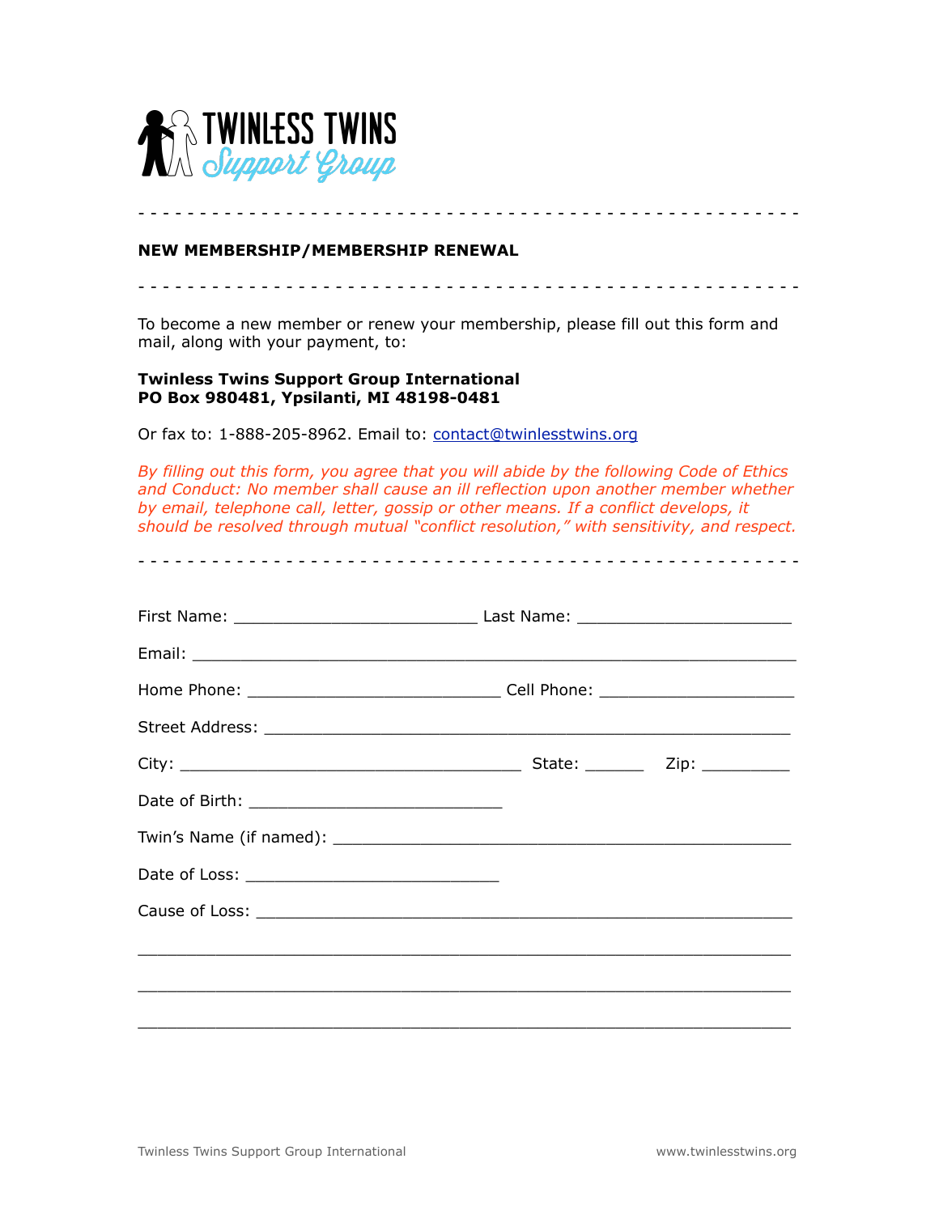# TWINLESS TWINS Support Group

- - - - - - - - - - - - - - - - - - - - - - - - - - - - - - - - - - - - - - - - - - - - - - - - - -

**NEW MEMBERSHIP/MEMBERSHIP RENEWAL**

- - - - - - - - - - - - - - - - - - - - - - - - - - - - - - - - - - - - - - - - - - - - - - - - - -

To become a new member or renew your membership, please fill out this form and mail, along with your payment, to:

**Twinless Twins Support Group International**
**PO Box 980481, Ypsilanti, MI 48198-0481**

Or fax to: 1-888-205-8962. Email to: contact@twinlesstwins.org

*By filling out this form, you agree that you will abide by the following Code of Ethics and Conduct: No member shall cause an ill reflection upon another member whether by email, telephone call, letter, gossip or other means. If a conflict develops, it should be resolved through mutual "conflict resolution," with sensitivity, and respect.*

- - - - - - - - - - - - - - - - - - - - - - - - - - - - - - - - - - - - - - - - - - - - - - - - - -

First Name: __________________________ Last Name: ______________________

Email: _________________________________________________________________

Home Phone: ___________________________ Cell Phone: ____________________

Street Address: _________________________________________________________

City: ____________________________________ State: ______ Zip: _________

Date of Birth: ___________________________

Twin's Name (if named): _________________________________________________

Date of Loss: ___________________________

Cause of Loss: __________________________________________________________

_______________________________________________________________________

_______________________________________________________________________

_______________________________________________________________________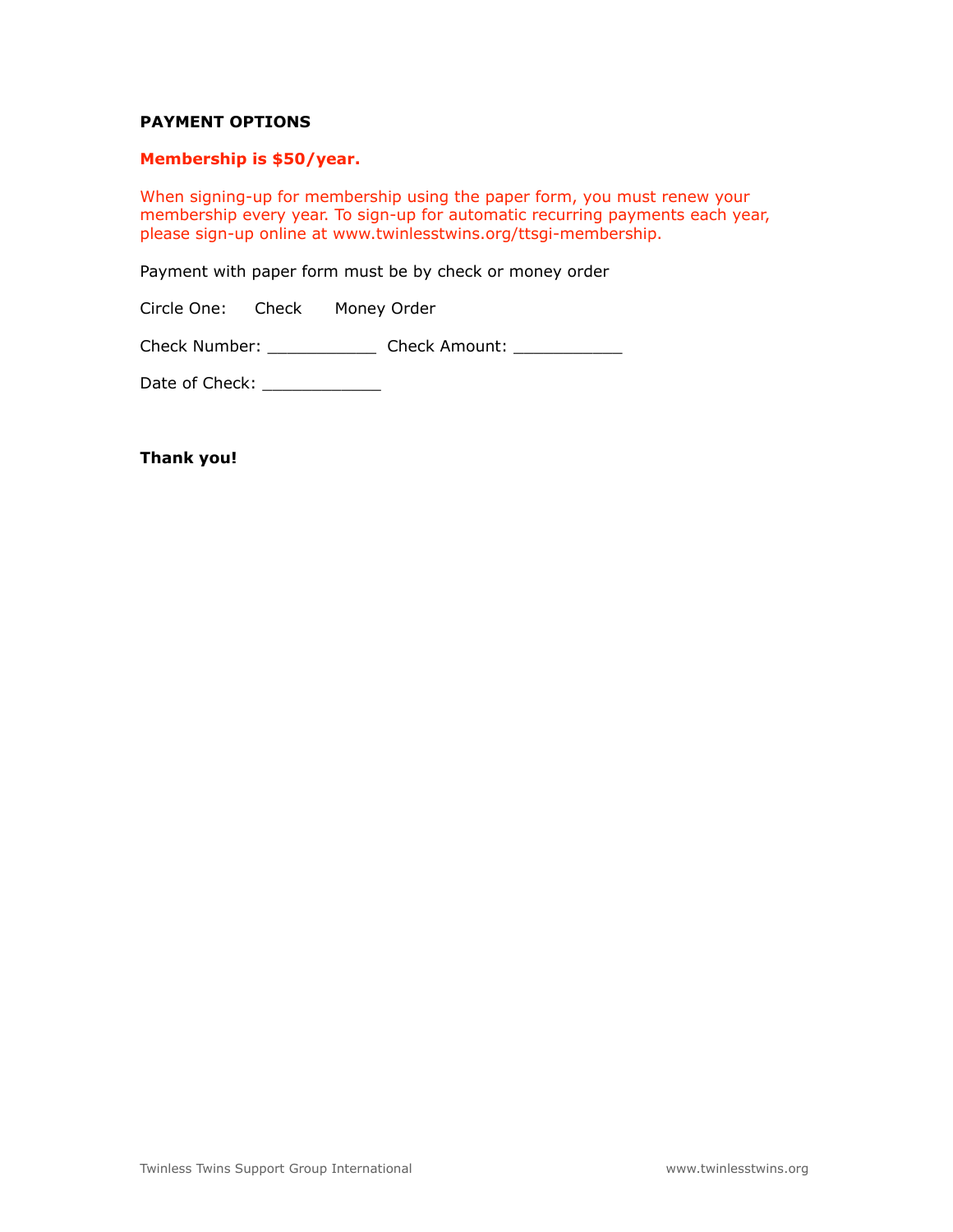**PAYMENT OPTIONS**

**Membership is $50/year.**

When signing-up for membership using the paper form, you must renew your membership every year. To sign-up for automatic recurring payments each year, please sign-up online at www.twinlesstwins.org/ttsgi-membership.

Payment with paper form must be by check or money order

Circle One: Check Money Order

Check Number: ___________ Check Amount: ___________

Date of Check: ____________

**Thank you!**